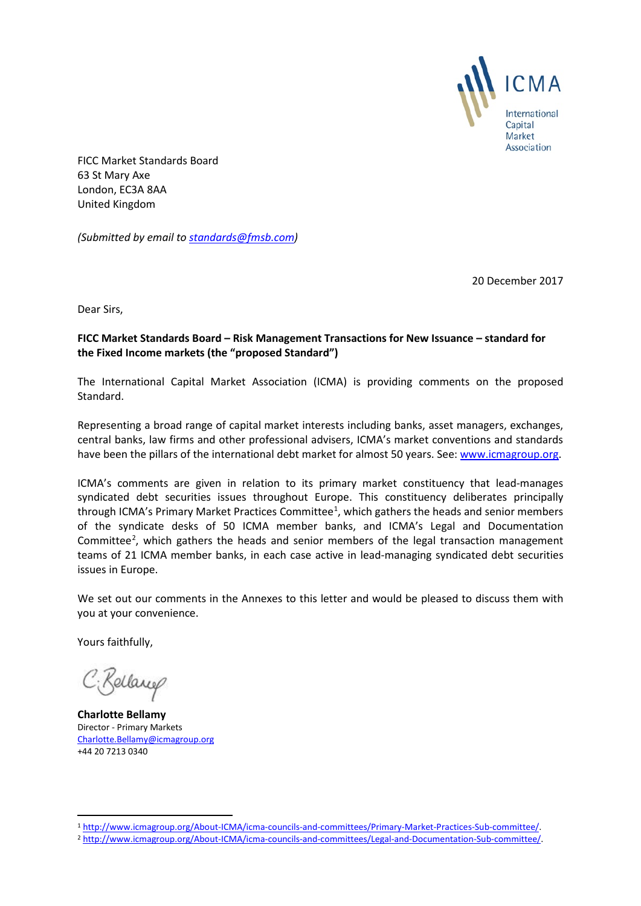ICMA

International Capital Market Association

FICC Market Standards Board
63 St Mary Axe
London, EC3A 8AA
United Kingdom

*(Submitted by email to standards@fmsb.com)*

20 December 2017

Dear Sirs,

**FICC Market Standards Board – Risk Management Transactions for New Issuance – standard for the Fixed Income markets (the "proposed Standard")**

The International Capital Market Association (ICMA) is providing comments on the proposed Standard.

Representing a broad range of capital market interests including banks, asset managers, exchanges, central banks, law firms and other professional advisers, ICMA's market conventions and standards have been the pillars of the international debt market for almost 50 years. See: www.icmagroup.org.

ICMA's comments are given in relation to its primary market constituency that lead-manages syndicated debt securities issues throughout Europe. This constituency deliberates principally through ICMA's Primary Market Practices Committee[1], which gathers the heads and senior members of the syndicate desks of 50 ICMA member banks, and ICMA's Legal and Documentation Committee[2], which gathers the heads and senior members of the legal transaction management teams of 21 ICMA member banks, in each case active in lead-managing syndicated debt securities issues in Europe.

We set out our comments in the Annexes to this letter and would be pleased to discuss them with you at your convenience.

Yours faithfully,

C. Bellamy

**Charlotte Bellamy**
Director - Primary Markets
Charlotte.Bellamy@icmagroup.org
+44 20 7213 0340

---

[1] http://www.icmagroup.org/About-ICMA/icma-councils-and-committees/Primary-Market-Practices-Sub-committee/.

[2] http://www.icmagroup.org/About-ICMA/icma-councils-and-committees/Legal-and-Documentation-Sub-committee/.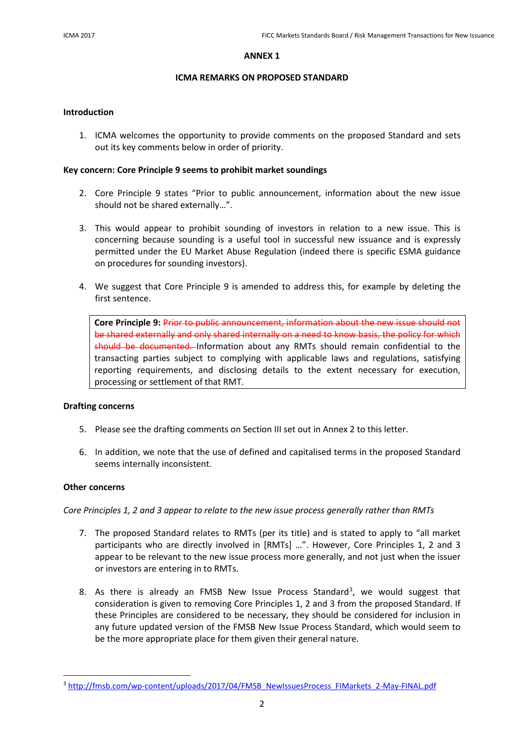**ANNEX 1**

**ICMA REMARKS ON PROPOSED STANDARD**

**Introduction**

1. ICMA welcomes the opportunity to provide comments on the proposed Standard and sets out its key comments below in order of priority.

**Key concern: Core Principle 9 seems to prohibit market soundings**

2. Core Principle 9 states "Prior to public announcement, information about the new issue should not be shared externally…".

3. This would appear to prohibit sounding of investors in relation to a new issue. This is concerning because sounding is a useful tool in successful new issuance and is expressly permitted under the EU Market Abuse Regulation (indeed there is specific ESMA guidance on procedures for sounding investors).

4. We suggest that Core Principle 9 is amended to address this, for example by deleting the first sentence.

> **Core Principle 9:** ~~Prior to public announcement, information about the new issue should not be shared externally and only shared internally on a need to know basis, the policy for which should be documented.~~ Information about any RMTs should remain confidential to the transacting parties subject to complying with applicable laws and regulations, satisfying reporting requirements, and disclosing details to the extent necessary for execution, processing or settlement of that RMT.

**Drafting concerns**

5. Please see the drafting comments on Section III set out in Annex 2 to this letter.

6. In addition, we note that the use of defined and capitalised terms in the proposed Standard seems internally inconsistent.

**Other concerns**

*Core Principles 1, 2 and 3 appear to relate to the new issue process generally rather than RMTs*

7. The proposed Standard relates to RMTs (per its title) and is stated to apply to "all market participants who are directly involved in [RMTs] …". However, Core Principles 1, 2 and 3 appear to be relevant to the new issue process more generally, and not just when the issuer or investors are entering in to RMTs.

8. As there is already an FMSB New Issue Process Standard[3], we would suggest that consideration is given to removing Core Principles 1, 2 and 3 from the proposed Standard. If these Principles are considered to be necessary, they should be considered for inclusion in any future updated version of the FMSB New Issue Process Standard, which would seem to be the more appropriate place for them given their general nature.

---

[3] http://fmsb.com/wp-content/uploads/2017/04/FMSB_NewIssuesProcess_FIMarkets_2-May-FINAL.pdf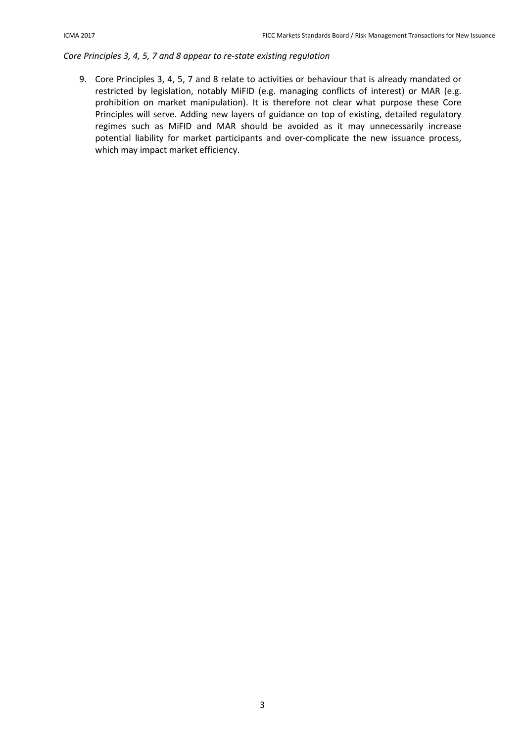*Core Principles 3, 4, 5, 7 and 8 appear to re-state existing regulation*

9. Core Principles 3, 4, 5, 7 and 8 relate to activities or behaviour that is already mandated or restricted by legislation, notably MiFID (e.g. managing conflicts of interest) or MAR (e.g. prohibition on market manipulation). It is therefore not clear what purpose these Core Principles will serve. Adding new layers of guidance on top of existing, detailed regulatory regimes such as MiFID and MAR should be avoided as it may unnecessarily increase potential liability for market participants and over-complicate the new issuance process, which may impact market efficiency.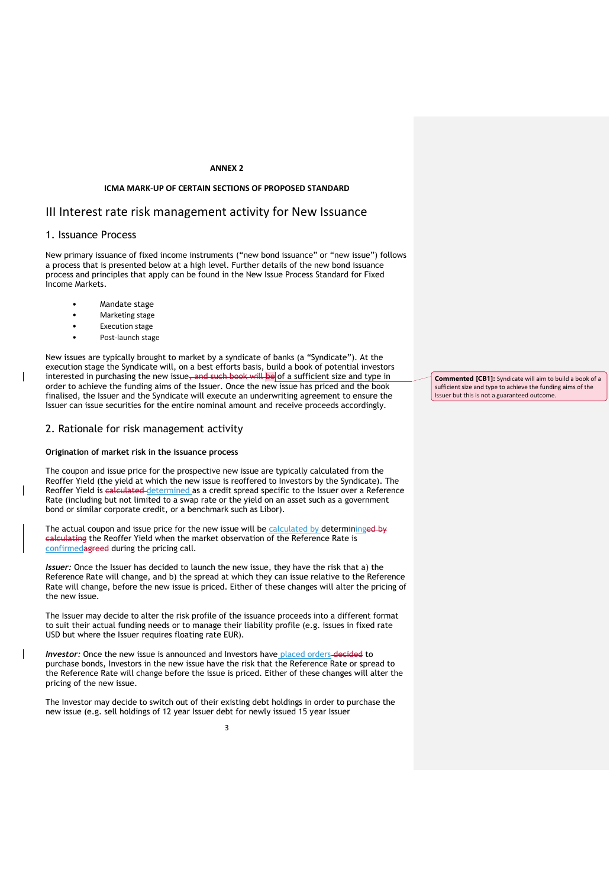**ANNEX 2**

**ICMA MARK-UP OF CERTAIN SECTIONS OF PROPOSED STANDARD**

# III Interest rate risk management activity for New Issuance

## 1. Issuance Process

New primary issuance of fixed income instruments ("new bond issuance" or "new issue") follows a process that is presented below at a high level. Further details of the new bond issuance process and principles that apply can be found in the New Issue Process Standard for Fixed Income Markets.

- Mandate stage
- Marketing stage
- Execution stage
- Post-launch stage

New issues are typically brought to market by a syndicate of banks (a "Syndicate"). At the execution stage the Syndicate will, on a best efforts basis, build a book of potential investors interested in purchasing the new issue~~, and such book will be~~ of a sufficient size and type in order to achieve the funding aims of the Issuer. Once the new issue has priced and the book finalised, the Issuer and the Syndicate will execute an underwriting agreement to ensure the Issuer can issue securities for the entire nominal amount and receive proceeds accordingly.

> **Commented [CB1]:** Syndicate will aim to build a book of a sufficient size and type to achieve the funding aims of the Issuer but this is not a guaranteed outcome.

## 2. Rationale for risk management activity

**Origination of market risk in the issuance process**

The coupon and issue price for the prospective new issue are typically calculated from the Reoffer Yield (the yield at which the new issue is reoffered to Investors by the Syndicate). The Reoffer Yield is ~~calculated~~ determined as a credit spread specific to the Issuer over a Reference Rate (including but not limited to a swap rate or the yield on an asset such as a government bond or similar corporate credit, or a benchmark such as Libor).

The actual coupon and issue price for the new issue will be calculated by determining~~ed by calculating~~ the Reoffer Yield when the market observation of the Reference Rate is confirmed~~agreed~~ during the pricing call.

***Issuer:*** Once the Issuer has decided to launch the new issue, they have the risk that a) the Reference Rate will change, and b) the spread at which they can issue relative to the Reference Rate will change, before the new issue is priced. Either of these changes will alter the pricing of the new issue.

The Issuer may decide to alter the risk profile of the issuance proceeds into a different format to suit their actual funding needs or to manage their liability profile (e.g. issues in fixed rate USD but where the Issuer requires floating rate EUR).

***Investor:*** Once the new issue is announced and Investors have placed orders ~~decided~~ to purchase bonds, Investors in the new issue have the risk that the Reference Rate or spread to the Reference Rate will change before the issue is priced. Either of these changes will alter the pricing of the new issue.

The Investor may decide to switch out of their existing debt holdings in order to purchase the new issue (e.g. sell holdings of 12 year Issuer debt for newly issued 15 year Issuer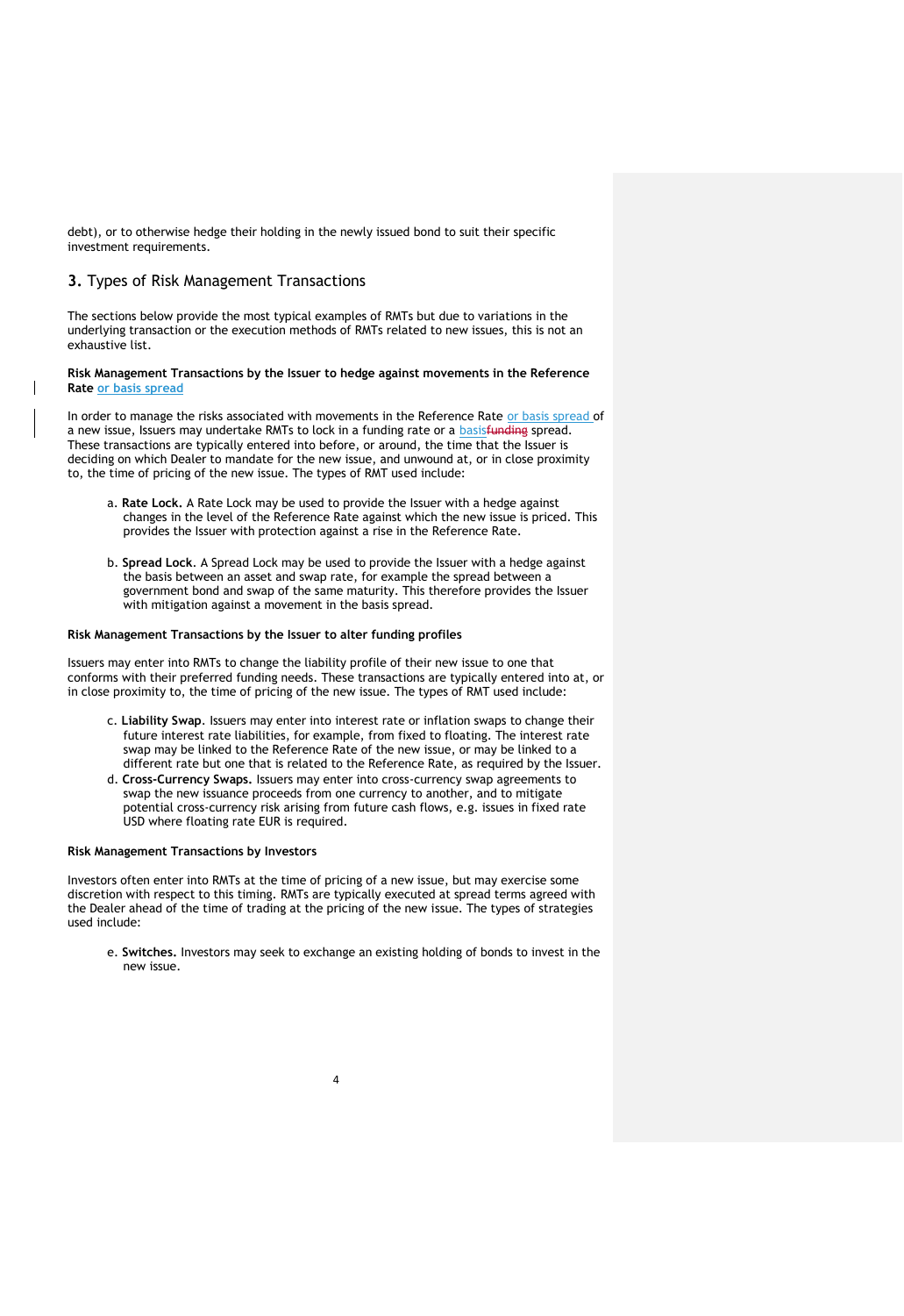debt), or to otherwise hedge their holding in the newly issued bond to suit their specific investment requirements.

## 3. Types of Risk Management Transactions

The sections below provide the most typical examples of RMTs but due to variations in the underlying transaction or the execution methods of RMTs related to new issues, this is not an exhaustive list.

**Risk Management Transactions by the Issuer to hedge against movements in the Reference Rate or basis spread**

In order to manage the risks associated with movements in the Reference Rate or basis spread of a new issue, Issuers may undertake RMTs to lock in a funding rate or a basis~~funding~~ spread. These transactions are typically entered into before, or around, the time that the Issuer is deciding on which Dealer to mandate for the new issue, and unwound at, or in close proximity to, the time of pricing of the new issue. The types of RMT used include:

a. **Rate Lock.** A Rate Lock may be used to provide the Issuer with a hedge against changes in the level of the Reference Rate against which the new issue is priced. This provides the Issuer with protection against a rise in the Reference Rate.

b. **Spread Lock**. A Spread Lock may be used to provide the Issuer with a hedge against the basis between an asset and swap rate, for example the spread between a government bond and swap of the same maturity. This therefore provides the Issuer with mitigation against a movement in the basis spread.

**Risk Management Transactions by the Issuer to alter funding profiles**

Issuers may enter into RMTs to change the liability profile of their new issue to one that conforms with their preferred funding needs. These transactions are typically entered into at, or in close proximity to, the time of pricing of the new issue. The types of RMT used include:

c. **Liability Swap**. Issuers may enter into interest rate or inflation swaps to change their future interest rate liabilities, for example, from fixed to floating. The interest rate swap may be linked to the Reference Rate of the new issue, or may be linked to a different rate but one that is related to the Reference Rate, as required by the Issuer.

d. **Cross-Currency Swaps.** Issuers may enter into cross-currency swap agreements to swap the new issuance proceeds from one currency to another, and to mitigate potential cross-currency risk arising from future cash flows, e.g. issues in fixed rate USD where floating rate EUR is required.

**Risk Management Transactions by Investors**

Investors often enter into RMTs at the time of pricing of a new issue, but may exercise some discretion with respect to this timing. RMTs are typically executed at spread terms agreed with the Dealer ahead of the time of trading at the pricing of the new issue. The types of strategies used include:

e. **Switches.** Investors may seek to exchange an existing holding of bonds to invest in the new issue.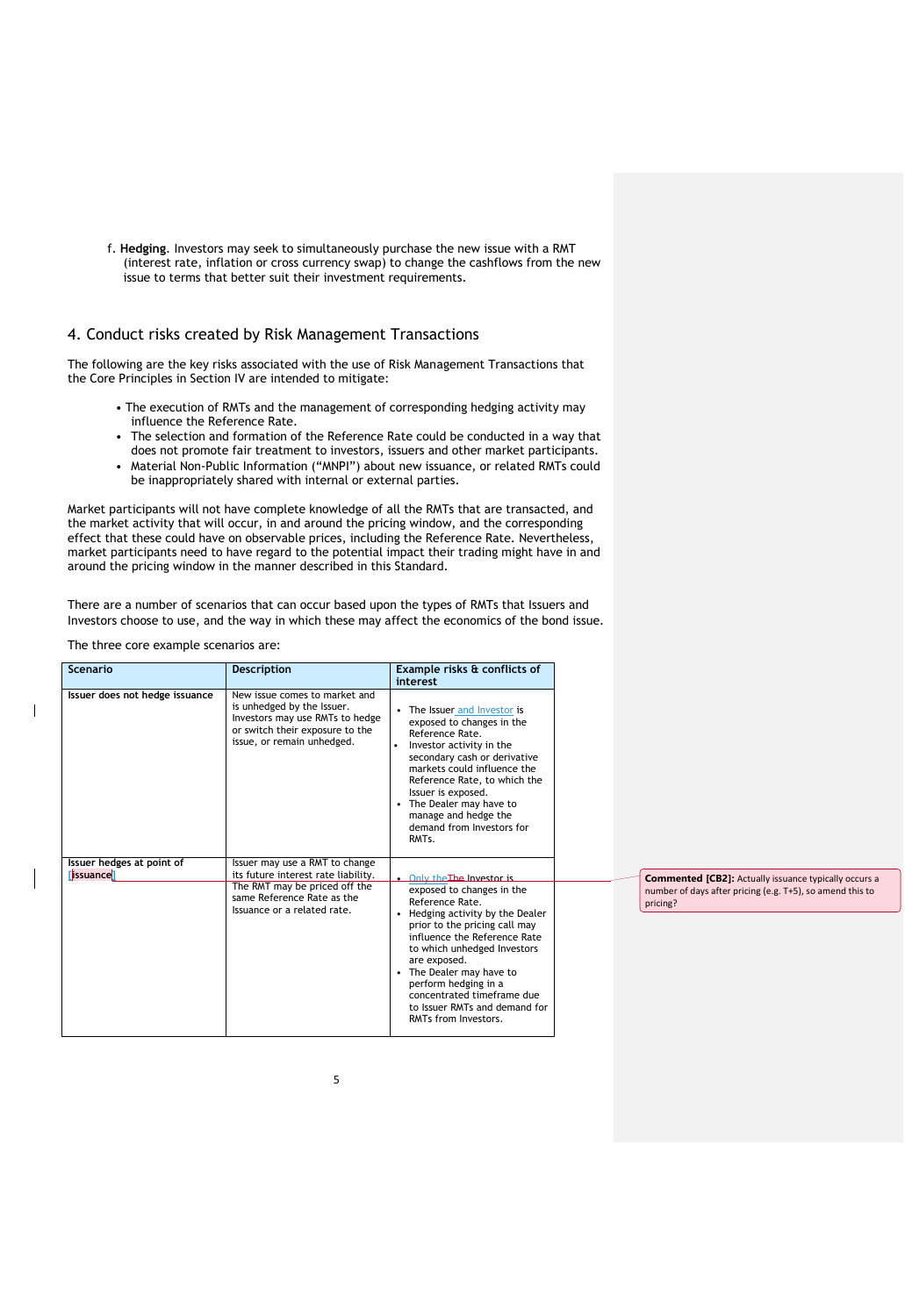f. **Hedging**. Investors may seek to simultaneously purchase the new issue with a RMT (interest rate, inflation or cross currency swap) to change the cashflows from the new issue to terms that better suit their investment requirements.

## 4. Conduct risks created by Risk Management Transactions

The following are the key risks associated with the use of Risk Management Transactions that the Core Principles in Section IV are intended to mitigate:

- The execution of RMTs and the management of corresponding hedging activity may influence the Reference Rate.
- The selection and formation of the Reference Rate could be conducted in a way that does not promote fair treatment to investors, issuers and other market participants.
- Material Non-Public Information ("MNPI") about new issuance, or related RMTs could be inappropriately shared with internal or external parties.

Market participants will not have complete knowledge of all the RMTs that are transacted, and the market activity that will occur, in and around the pricing window, and the corresponding effect that these could have on observable prices, including the Reference Rate. Nevertheless, market participants need to have regard to the potential impact their trading might have in and around the pricing window in the manner described in this Standard.

There are a number of scenarios that can occur based upon the types of RMTs that Issuers and Investors choose to use, and the way in which these may affect the economics of the bond issue.

The three core example scenarios are:

| Scenario | Description | Example risks & conflicts of interest |
|---|---|---|
| **Issuer does not hedge issuance** | New issue comes to market and is unhedged by the Issuer. Investors may use RMTs to hedge or switch their exposure to the issue, or remain unhedged. | • The Issuer and Investor is exposed to changes in the Reference Rate.<br>• Investor activity in the secondary cash or derivative markets could influence the Reference Rate, to which the Issuer is exposed.<br>• The Dealer may have to manage and hedge the demand from Investors for RMTs. |
| **Issuer hedges at point of [issuance]** | Issuer may use a RMT to change its future interest rate liability. The RMT may be priced off the same Reference Rate as the Issuance or a related rate. | • Only the The Investor is exposed to changes in the Reference Rate.<br>• Hedging activity by the Dealer prior to the pricing call may influence the Reference Rate to which unhedged Investors are exposed.<br>• The Dealer may have to perform hedging in a concentrated timeframe due to Issuer RMTs and demand for RMTs from Investors. |

**Commented [CB2]:** Actually issuance typically occurs a number of days after pricing (e.g. T+5), so amend this to pricing?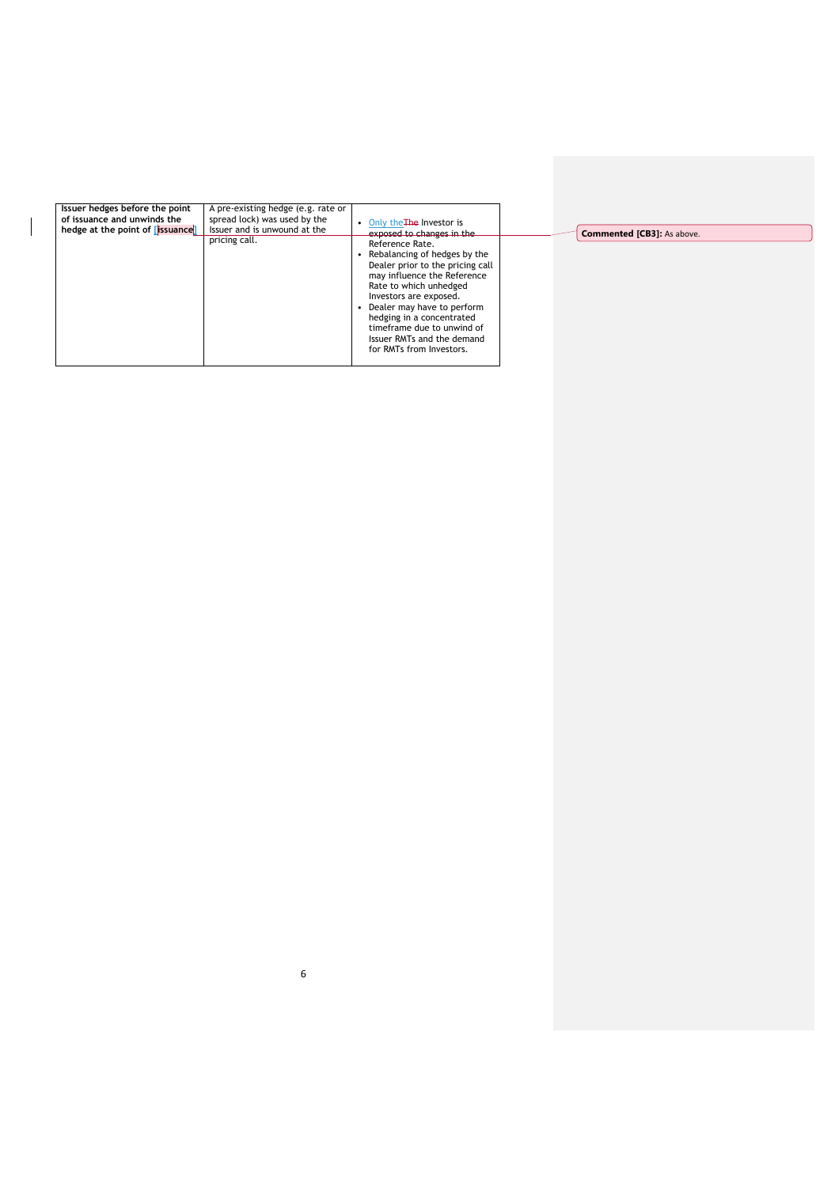| | | |
|---|---|---|
| **Issuer hedges before the point of issuance and unwinds the hedge at the point of issuance** | A pre-existing hedge (e.g. rate or spread lock) was used by the Issuer and is unwound at the pricing call. | • Only the Investor is exposed to changes in the Reference Rate.<br>• Rebalancing of hedges by the Dealer prior to the pricing call may influence the Reference Rate to which unhedged Investors are exposed.<br>• Dealer may have to perform hedging in a concentrated timeframe due to unwind of Issuer RMTs and the demand for RMTs from Investors. |

**Commented [CB3]:** As above.